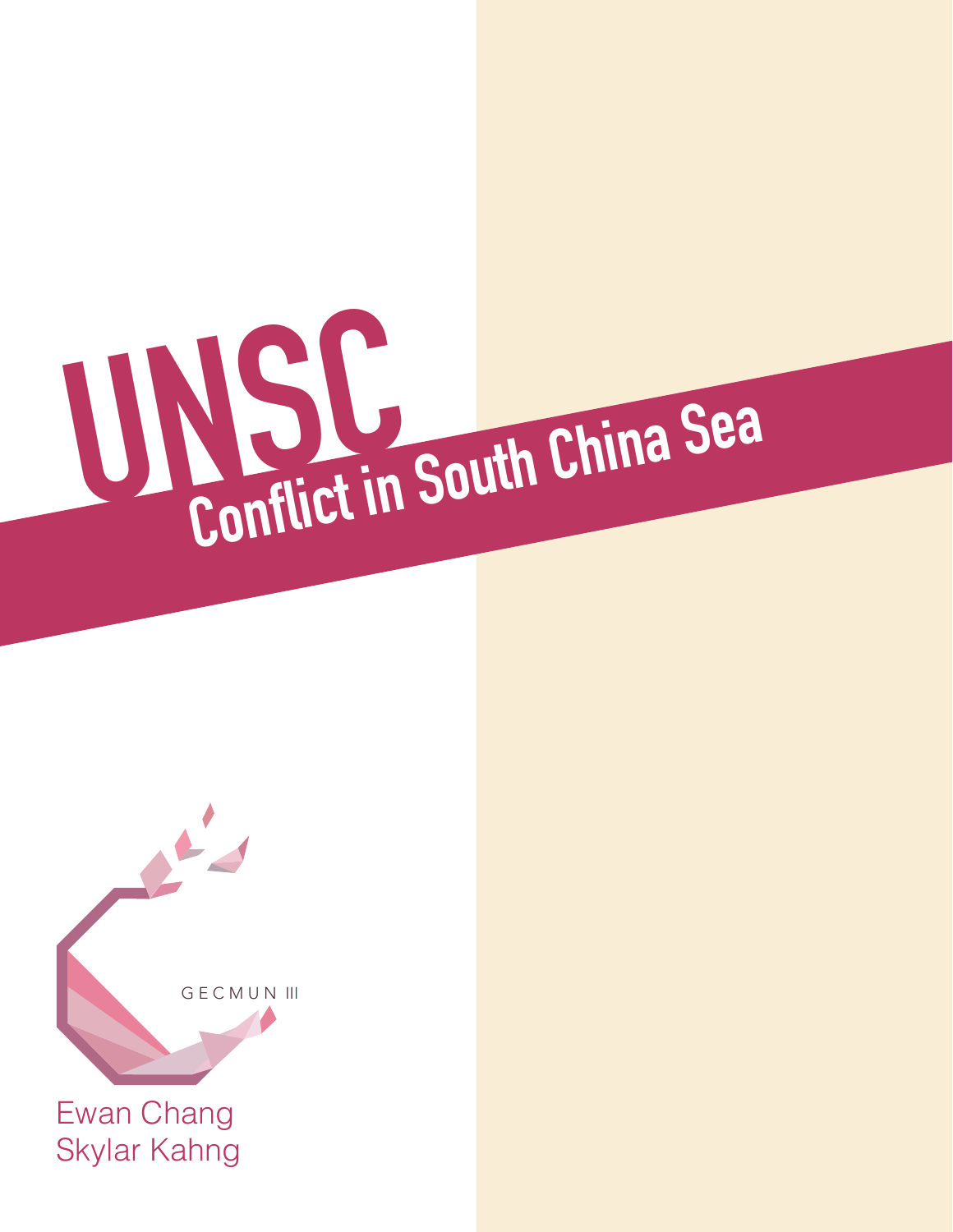# UNSC

## Conflict in South China Sea

GECMUN III

Ewan Chang

Skylar Kahng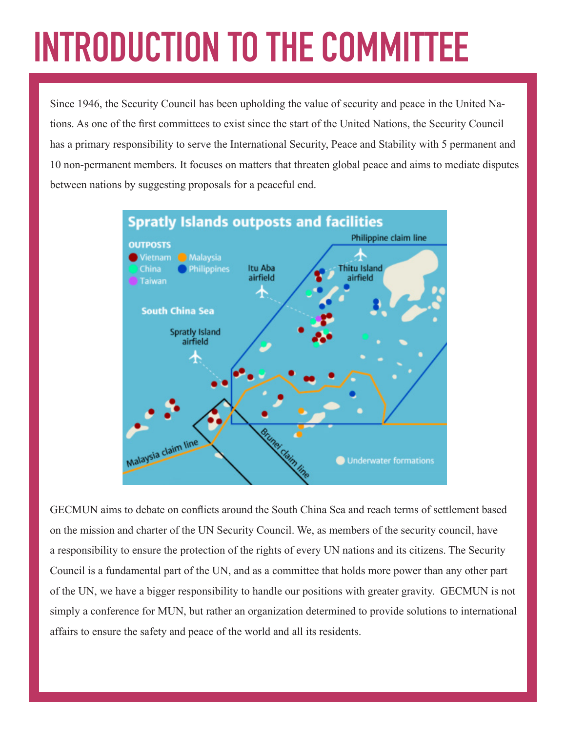# INTRODUCTION TO THE COMMITTEE

Since 1946, the Security Council has been upholding the value of security and peace in the United Nations. As one of the first committees to exist since the start of the United Nations, the Security Council has a primary responsibility to serve the International Security, Peace and Stability with 5 permanent and 10 non-permanent members. It focuses on matters that threaten global peace and aims to mediate disputes between nations by suggesting proposals for a peaceful end.

GECMUN aims to debate on conflicts around the South China Sea and reach terms of settlement based on the mission and charter of the UN Security Council. We, as members of the security council, have a responsibility to ensure the protection of the rights of every UN nations and its citizens. The Security Council is a fundamental part of the UN, and as a committee that holds more power than any other part of the UN, we have a bigger responsibility to handle our positions with greater gravity. GECMUN is not simply a conference for MUN, but rather an organization determined to provide solutions to international affairs to ensure the safety and peace of the world and all its residents.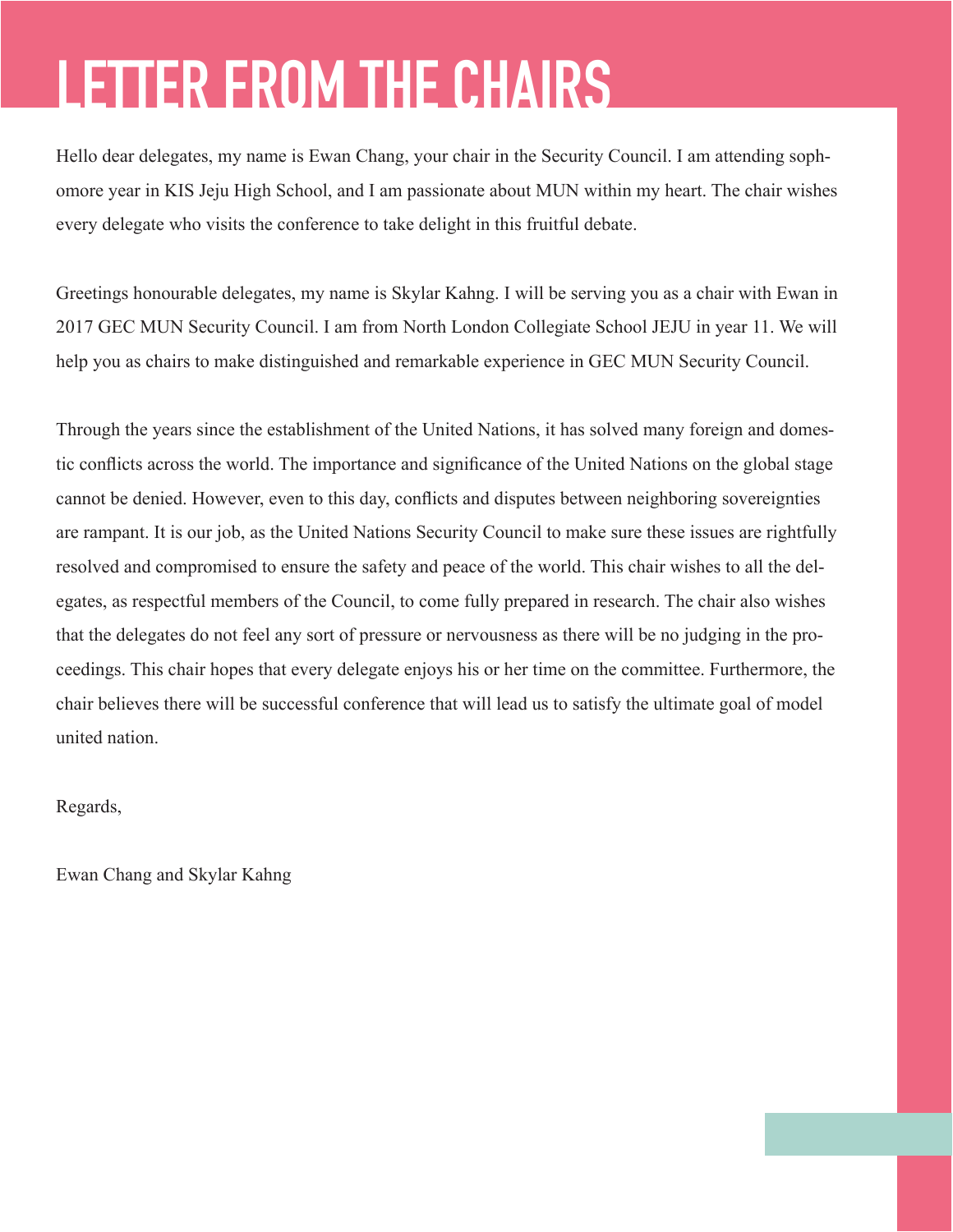# LETTER FROM THE CHAIRS

Hello dear delegates, my name is Ewan Chang, your chair in the Security Council. I am attending sophomore year in KIS Jeju High School, and I am passionate about MUN within my heart. The chair wishes every delegate who visits the conference to take delight in this fruitful debate.

Greetings honourable delegates, my name is Skylar Kahng. I will be serving you as a chair with Ewan in 2017 GEC MUN Security Council. I am from North London Collegiate School JEJU in year 11. We will help you as chairs to make distinguished and remarkable experience in GEC MUN Security Council.

Through the years since the establishment of the United Nations, it has solved many foreign and domestic conflicts across the world. The importance and significance of the United Nations on the global stage cannot be denied. However, even to this day, conflicts and disputes between neighboring sovereignties are rampant. It is our job, as the United Nations Security Council to make sure these issues are rightfully resolved and compromised to ensure the safety and peace of the world. This chair wishes to all the delegates, as respectful members of the Council, to come fully prepared in research. The chair also wishes that the delegates do not feel any sort of pressure or nervousness as there will be no judging in the proceedings. This chair hopes that every delegate enjoys his or her time on the committee. Furthermore, the chair believes there will be successful conference that will lead us to satisfy the ultimate goal of model united nation.

Regards,

Ewan Chang and Skylar Kahng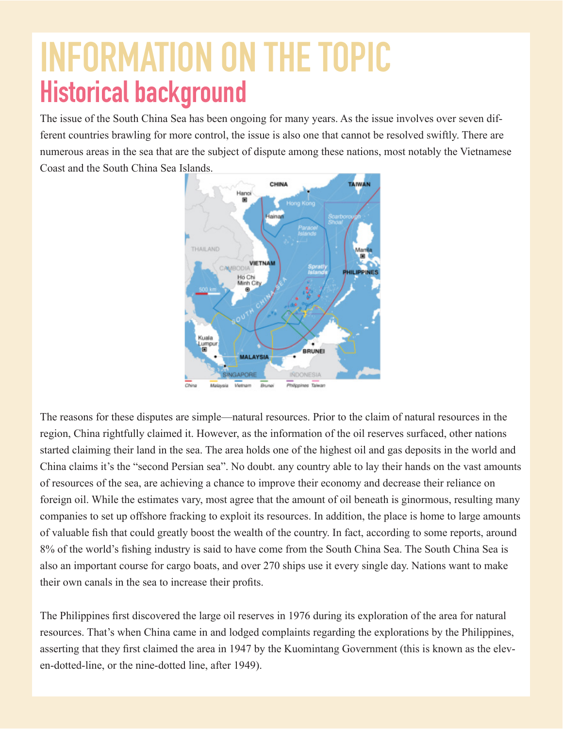# INFORMATION ON THE TOPIC

## Historical background

The issue of the South China Sea has been ongoing for many years. As the issue involves over seven different countries brawling for more control, the issue is also one that cannot be resolved swiftly. There are numerous areas in the sea that are the subject of dispute among these nations, most notably the Vietnamese Coast and the South China Sea Islands.

The reasons for these disputes are simple—natural resources. Prior to the claim of natural resources in the region, China rightfully claimed it. However, as the information of the oil reserves surfaced, other nations started claiming their land in the sea. The area holds one of the highest oil and gas deposits in the world and China claims it's the "second Persian sea". No doubt. any country able to lay their hands on the vast amounts of resources of the sea, are achieving a chance to improve their economy and decrease their reliance on foreign oil. While the estimates vary, most agree that the amount of oil beneath is ginormous, resulting many companies to set up offshore fracking to exploit its resources. In addition, the place is home to large amounts of valuable fish that could greatly boost the wealth of the country. In fact, according to some reports, around 8% of the world's fishing industry is said to have come from the South China Sea. The South China Sea is also an important course for cargo boats, and over 270 ships use it every single day. Nations want to make their own canals in the sea to increase their profits.

The Philippines first discovered the large oil reserves in 1976 during its exploration of the area for natural resources. That's when China came in and lodged complaints regarding the explorations by the Philippines, asserting that they first claimed the area in 1947 by the Kuomintang Government (this is known as the eleven-dotted-line, or the nine-dotted line, after 1949).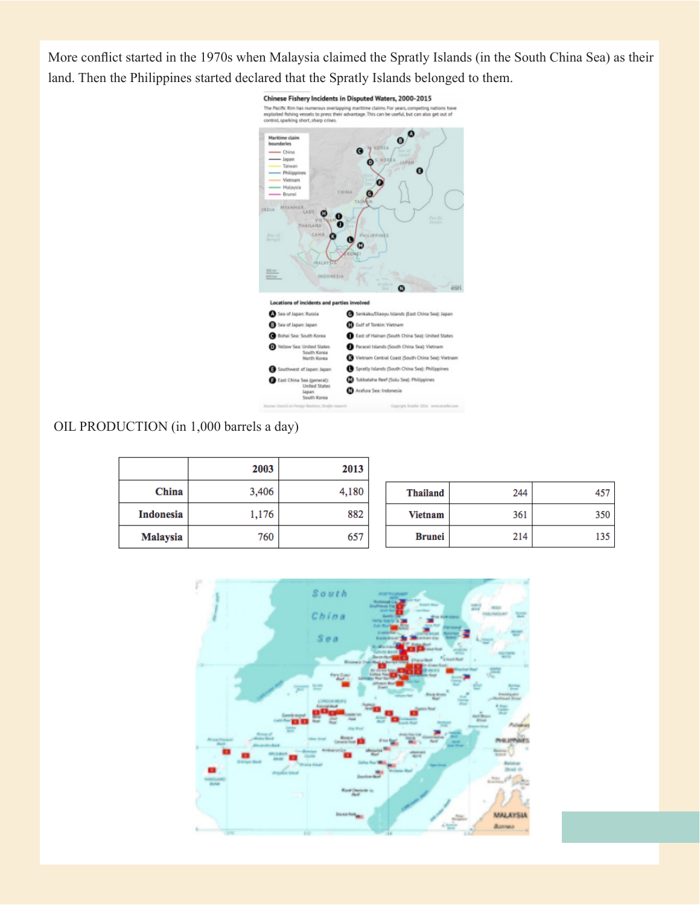More conflict started in the 1970s when Malaysia claimed the Spratly Islands (in the South China Sea) as their land. Then the Philippines started declared that the Spratly Islands belonged to them.

OIL PRODUCTION (in 1,000 barrels a day)

| | 2003 | 2013 |
|---|---|---|
| **China** | 3,406 | 4,180 |
| **Indonesia** | 1,176 | 882 |
| **Malaysia** | 760 | 657 |
| **Thailand** | 244 | 457 |
| **Vietnam** | 361 | 350 |
| **Brunei** | 214 | 135 |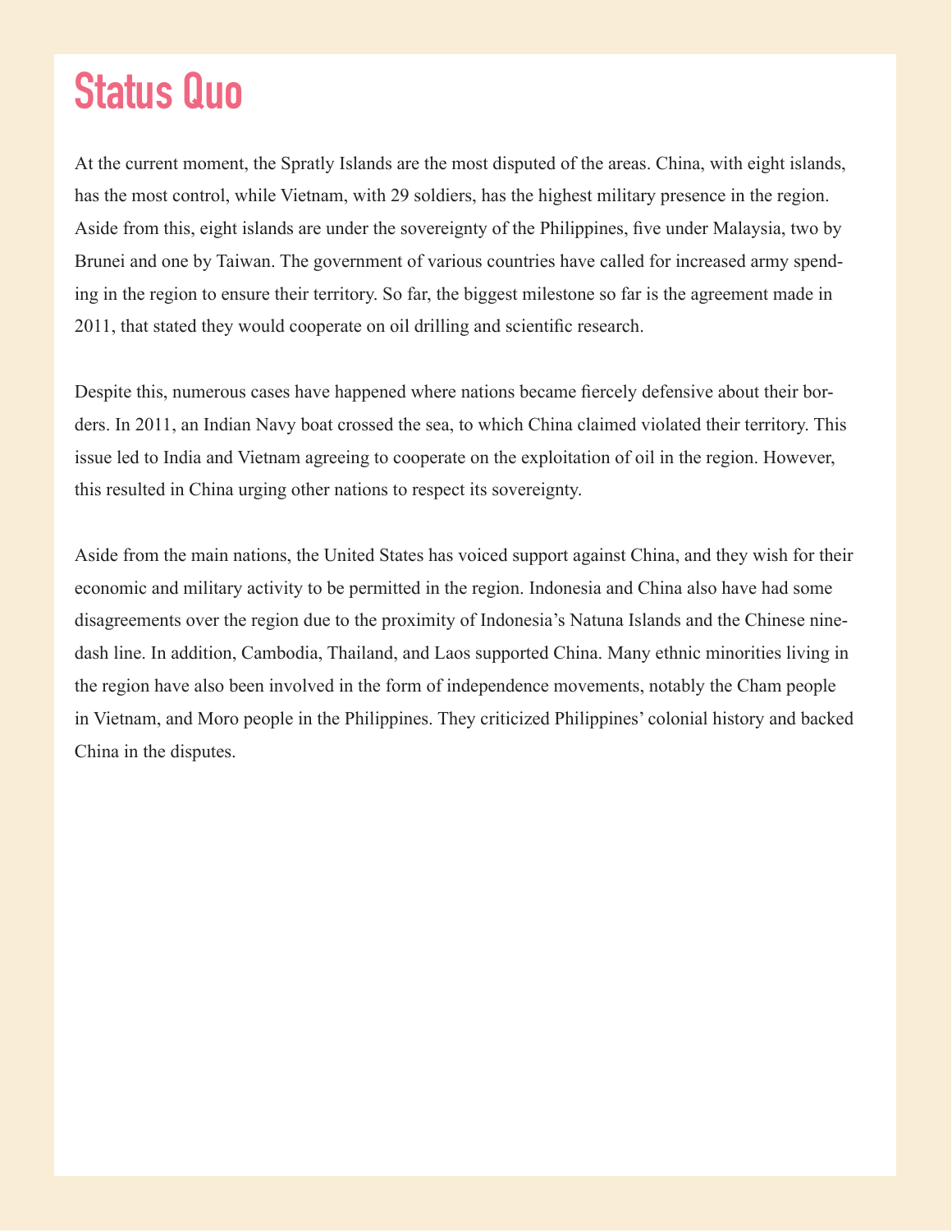# Status Quo

At the current moment, the Spratly Islands are the most disputed of the areas. China, with eight islands, has the most control, while Vietnam, with 29 soldiers, has the highest military presence in the region. Aside from this, eight islands are under the sovereignty of the Philippines, five under Malaysia, two by Brunei and one by Taiwan. The government of various countries have called for increased army spending in the region to ensure their territory. So far, the biggest milestone so far is the agreement made in 2011, that stated they would cooperate on oil drilling and scientific research.

Despite this, numerous cases have happened where nations became fiercely defensive about their borders. In 2011, an Indian Navy boat crossed the sea, to which China claimed violated their territory. This issue led to India and Vietnam agreeing to cooperate on the exploitation of oil in the region. However, this resulted in China urging other nations to respect its sovereignty.

Aside from the main nations, the United States has voiced support against China, and they wish for their economic and military activity to be permitted in the region. Indonesia and China also have had some disagreements over the region due to the proximity of Indonesia's Natuna Islands and the Chinese nine-dash line. In addition, Cambodia, Thailand, and Laos supported China. Many ethnic minorities living in the region have also been involved in the form of independence movements, notably the Cham people in Vietnam, and Moro people in the Philippines. They criticized Philippines' colonial history and backed China in the disputes.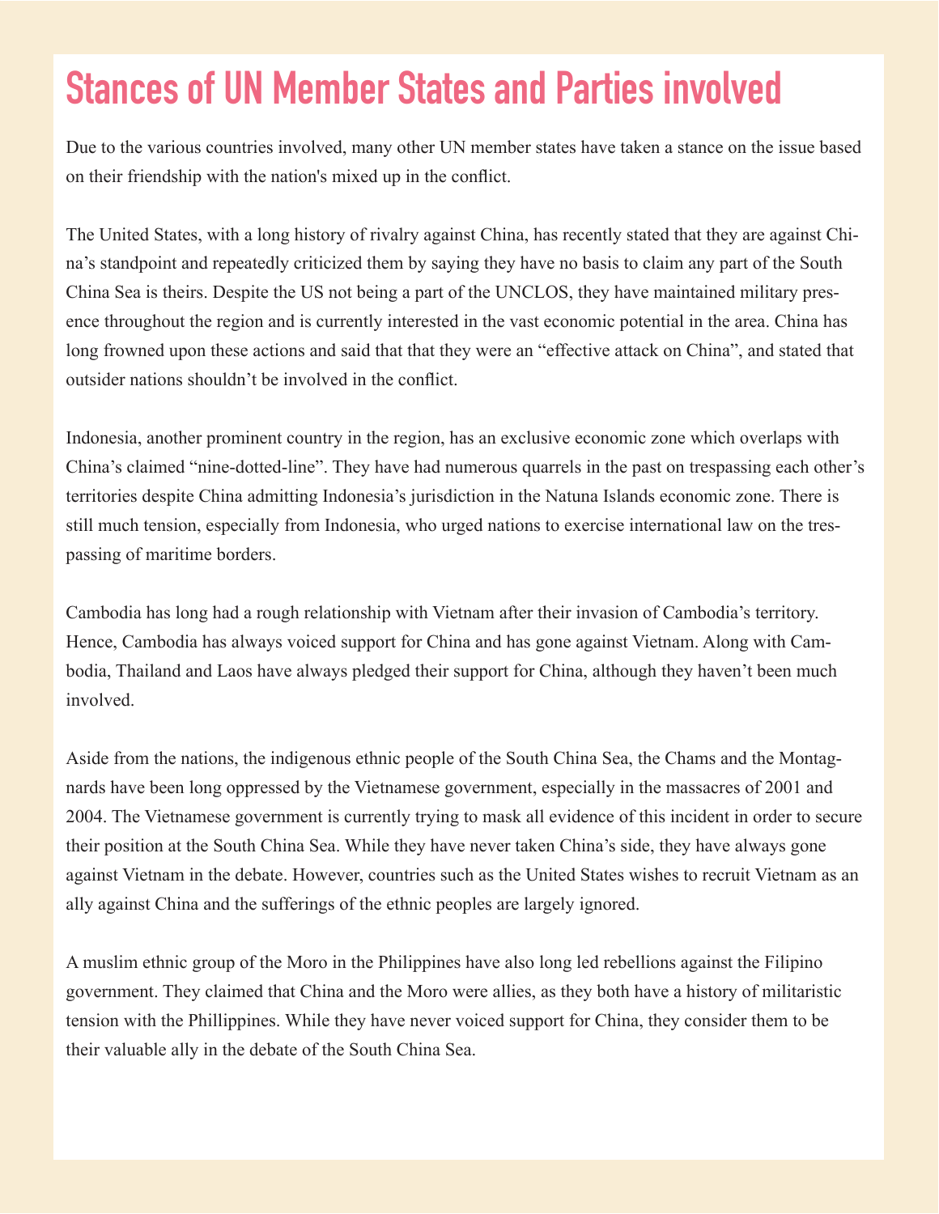# Stances of UN Member States and Parties involved

Due to the various countries involved, many other UN member states have taken a stance on the issue based on their friendship with the nation's mixed up in the conflict.

The United States, with a long history of rivalry against China, has recently stated that they are against China's standpoint and repeatedly criticized them by saying they have no basis to claim any part of the South China Sea is theirs. Despite the US not being a part of the UNCLOS, they have maintained military presence throughout the region and is currently interested in the vast economic potential in the area. China has long frowned upon these actions and said that that they were an "effective attack on China", and stated that outsider nations shouldn't be involved in the conflict.

Indonesia, another prominent country in the region, has an exclusive economic zone which overlaps with China's claimed "nine-dotted-line". They have had numerous quarrels in the past on trespassing each other's territories despite China admitting Indonesia's jurisdiction in the Natuna Islands economic zone. There is still much tension, especially from Indonesia, who urged nations to exercise international law on the trespassing of maritime borders.

Cambodia has long had a rough relationship with Vietnam after their invasion of Cambodia's territory. Hence, Cambodia has always voiced support for China and has gone against Vietnam. Along with Cambodia, Thailand and Laos have always pledged their support for China, although they haven't been much involved.

Aside from the nations, the indigenous ethnic people of the South China Sea, the Chams and the Montagnards have been long oppressed by the Vietnamese government, especially in the massacres of 2001 and 2004. The Vietnamese government is currently trying to mask all evidence of this incident in order to secure their position at the South China Sea. While they have never taken China's side, they have always gone against Vietnam in the debate. However, countries such as the United States wishes to recruit Vietnam as an ally against China and the sufferings of the ethnic peoples are largely ignored.

A muslim ethnic group of the Moro in the Philippines have also long led rebellions against the Filipino government. They claimed that China and the Moro were allies, as they both have a history of militaristic tension with the Phillippines. While they have never voiced support for China, they consider them to be their valuable ally in the debate of the South China Sea.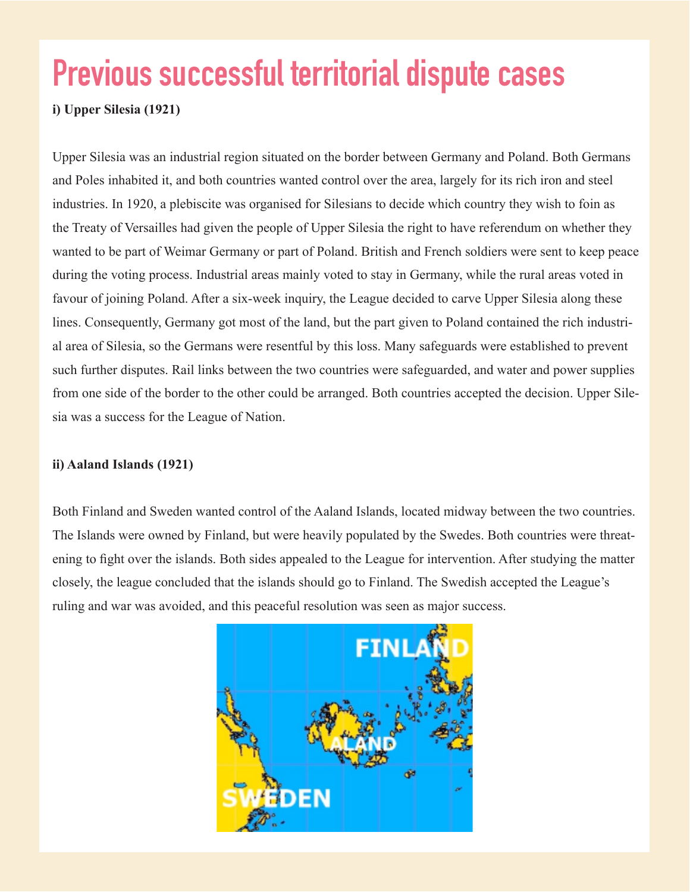# Previous successful territorial dispute cases

**i) Upper Silesia (1921)**

Upper Silesia was an industrial region situated on the border between Germany and Poland. Both Germans and Poles inhabited it, and both countries wanted control over the area, largely for its rich iron and steel industries. In 1920, a plebiscite was organised for Silesians to decide which country they wish to foin as the Treaty of Versailles had given the people of Upper Silesia the right to have referendum on whether they wanted to be part of Weimar Germany or part of Poland. British and French soldiers were sent to keep peace during the voting process. Industrial areas mainly voted to stay in Germany, while the rural areas voted in favour of joining Poland. After a six-week inquiry, the League decided to carve Upper Silesia along these lines. Consequently, Germany got most of the land, but the part given to Poland contained the rich industrial area of Silesia, so the Germans were resentful by this loss. Many safeguards were established to prevent such further disputes. Rail links between the two countries were safeguarded, and water and power supplies from one side of the border to the other could be arranged. Both countries accepted the decision. Upper Silesia was a success for the League of Nation.

**ii) Aaland Islands (1921)**

Both Finland and Sweden wanted control of the Aaland Islands, located midway between the two countries. The Islands were owned by Finland, but were heavily populated by the Swedes. Both countries were threatening to fight over the islands. Both sides appealed to the League for intervention. After studying the matter closely, the league concluded that the islands should go to Finland. The Swedish accepted the League's ruling and war was avoided, and this peaceful resolution was seen as major success.

FINLAND

ALAND

SWEDEN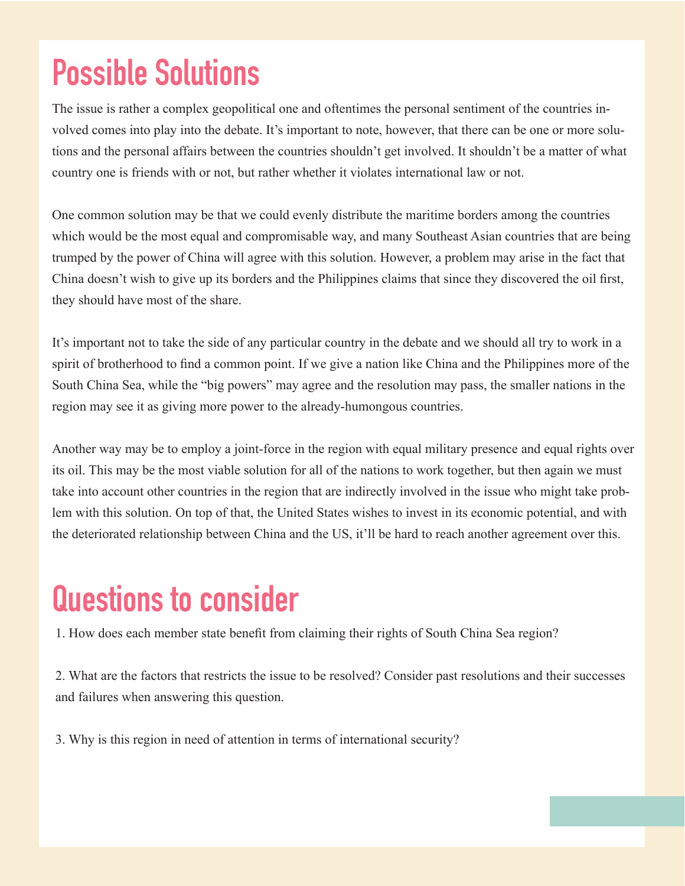# Possible Solutions

The issue is rather a complex geopolitical one and oftentimes the personal sentiment of the countries involved comes into play into the debate. It's important to note, however, that there can be one or more solutions and the personal affairs between the countries shouldn't get involved. It shouldn't be a matter of what country one is friends with or not, but rather whether it violates international law or not.

One common solution may be that we could evenly distribute the maritime borders among the countries which would be the most equal and compromisable way, and many Southeast Asian countries that are being trumped by the power of China will agree with this solution. However, a problem may arise in the fact that China doesn't wish to give up its borders and the Philippines claims that since they discovered the oil first, they should have most of the share.

It's important not to take the side of any particular country in the debate and we should all try to work in a spirit of brotherhood to find a common point. If we give a nation like China and the Philippines more of the South China Sea, while the "big powers" may agree and the resolution may pass, the smaller nations in the region may see it as giving more power to the already-humongous countries.

Another way may be to employ a joint-force in the region with equal military presence and equal rights over its oil. This may be the most viable solution for all of the nations to work together, but then again we must take into account other countries in the region that are indirectly involved in the issue who might take problem with this solution. On top of that, the United States wishes to invest in its economic potential, and with the deteriorated relationship between China and the US, it'll be hard to reach another agreement over this.

# Questions to consider

1. How does each member state benefit from claiming their rights of South China Sea region?

2. What are the factors that restricts the issue to be resolved? Consider past resolutions and their successes and failures when answering this question.

3. Why is this region in need of attention in terms of international security?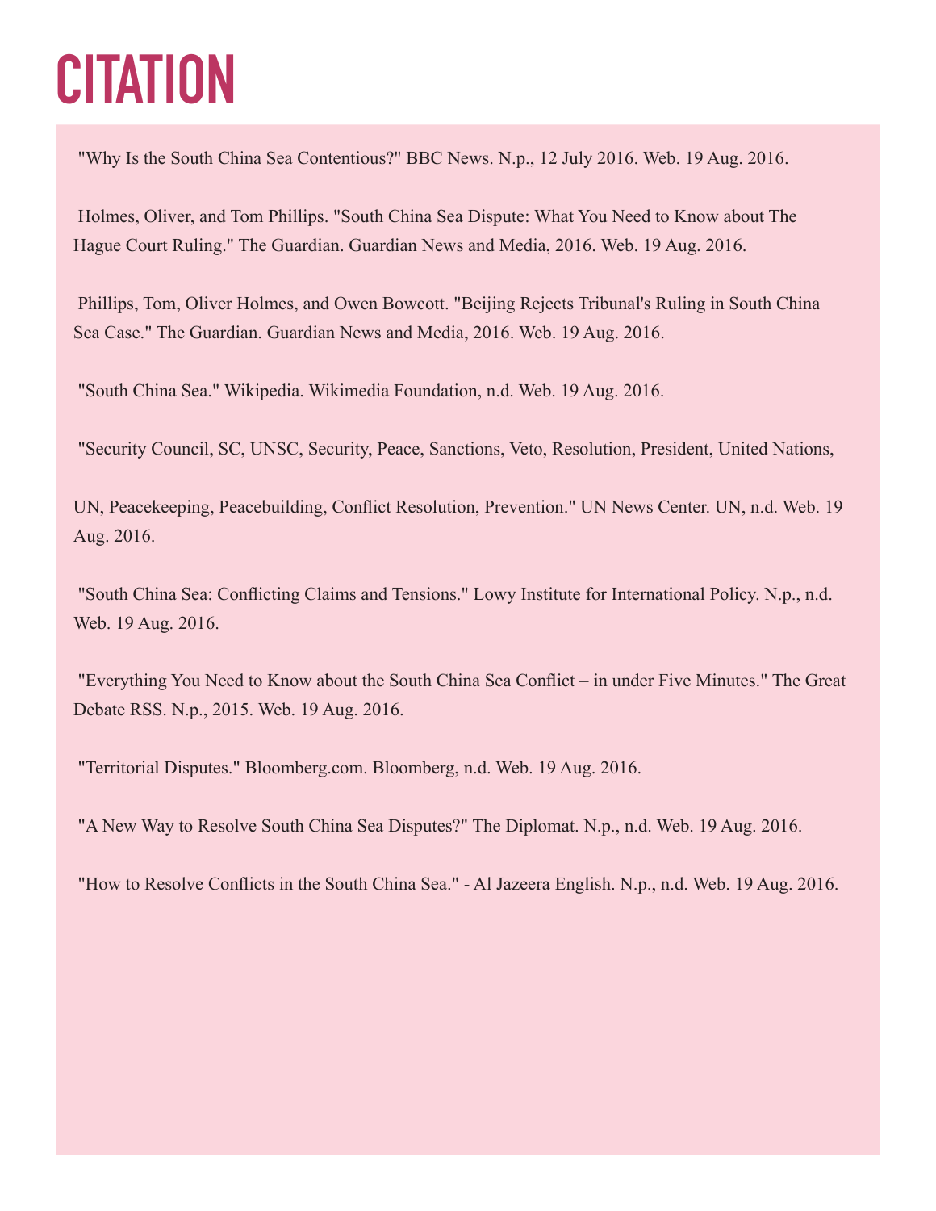# CITATION

"Why Is the South China Sea Contentious?" BBC News. N.p., 12 July 2016. Web. 19 Aug. 2016.

Holmes, Oliver, and Tom Phillips. "South China Sea Dispute: What You Need to Know about The Hague Court Ruling." The Guardian. Guardian News and Media, 2016. Web. 19 Aug. 2016.

Phillips, Tom, Oliver Holmes, and Owen Bowcott. "Beijing Rejects Tribunal's Ruling in South China Sea Case." The Guardian. Guardian News and Media, 2016. Web. 19 Aug. 2016.

"South China Sea." Wikipedia. Wikimedia Foundation, n.d. Web. 19 Aug. 2016.

"Security Council, SC, UNSC, Security, Peace, Sanctions, Veto, Resolution, President, United Nations, UN, Peacekeeping, Peacebuilding, Conflict Resolution, Prevention." UN News Center. UN, n.d. Web. 19 Aug. 2016.

"South China Sea: Conflicting Claims and Tensions." Lowy Institute for International Policy. N.p., n.d. Web. 19 Aug. 2016.

"Everything You Need to Know about the South China Sea Conflict – in under Five Minutes." The Great Debate RSS. N.p., 2015. Web. 19 Aug. 2016.

"Territorial Disputes." Bloomberg.com. Bloomberg, n.d. Web. 19 Aug. 2016.

"A New Way to Resolve South China Sea Disputes?" The Diplomat. N.p., n.d. Web. 19 Aug. 2016.

"How to Resolve Conflicts in the South China Sea." - Al Jazeera English. N.p., n.d. Web. 19 Aug. 2016.